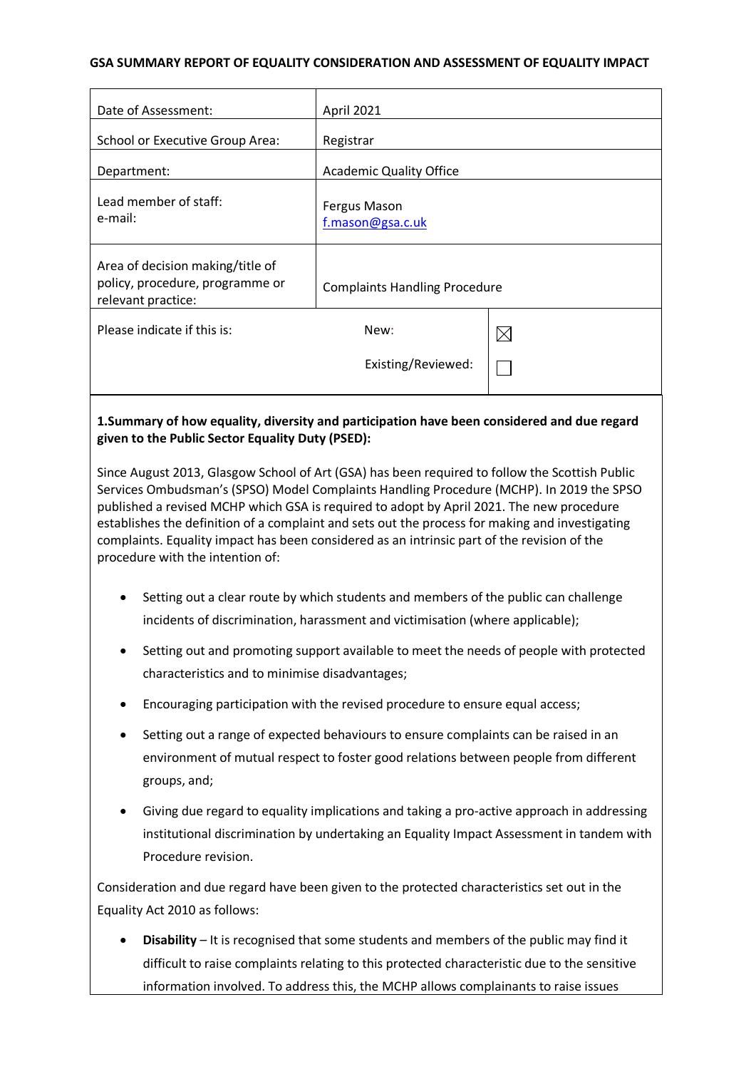**GSA SUMMARY REPORT OF EQUALITY CONSIDERATION AND ASSESSMENT OF EQUALITY IMPACT**

| | | |
|---|---|---|
| Date of Assessment: | April 2021 | |
| School or Executive Group Area: | Registrar | |
| Department: | Academic Quality Office | |
| Lead member of staff:<br>e-mail: | Fergus Mason<br>f.mason@gsa.c.uk | |
| Area of decision making/title of policy, procedure, programme or relevant practice: | Complaints Handling Procedure | |
| Please indicate if this is: | New: | ☒ |
| | Existing/Reviewed: | ☐ |

**1.Summary of how equality, diversity and participation have been considered and due regard given to the Public Sector Equality Duty (PSED):**

Since August 2013, Glasgow School of Art (GSA) has been required to follow the Scottish Public Services Ombudsman's (SPSO) Model Complaints Handling Procedure (MCHP). In 2019 the SPSO published a revised MCHP which GSA is required to adopt by April 2021. The new procedure establishes the definition of a complaint and sets out the process for making and investigating complaints. Equality impact has been considered as an intrinsic part of the revision of the procedure with the intention of:

- Setting out a clear route by which students and members of the public can challenge incidents of discrimination, harassment and victimisation (where applicable);
- Setting out and promoting support available to meet the needs of people with protected characteristics and to minimise disadvantages;
- Encouraging participation with the revised procedure to ensure equal access;
- Setting out a range of expected behaviours to ensure complaints can be raised in an environment of mutual respect to foster good relations between people from different groups, and;
- Giving due regard to equality implications and taking a pro-active approach in addressing institutional discrimination by undertaking an Equality Impact Assessment in tandem with Procedure revision.

Consideration and due regard have been given to the protected characteristics set out in the Equality Act 2010 as follows:

- **Disability** – It is recognised that some students and members of the public may find it difficult to raise complaints relating to this protected characteristic due to the sensitive information involved. To address this, the MCHP allows complainants to raise issues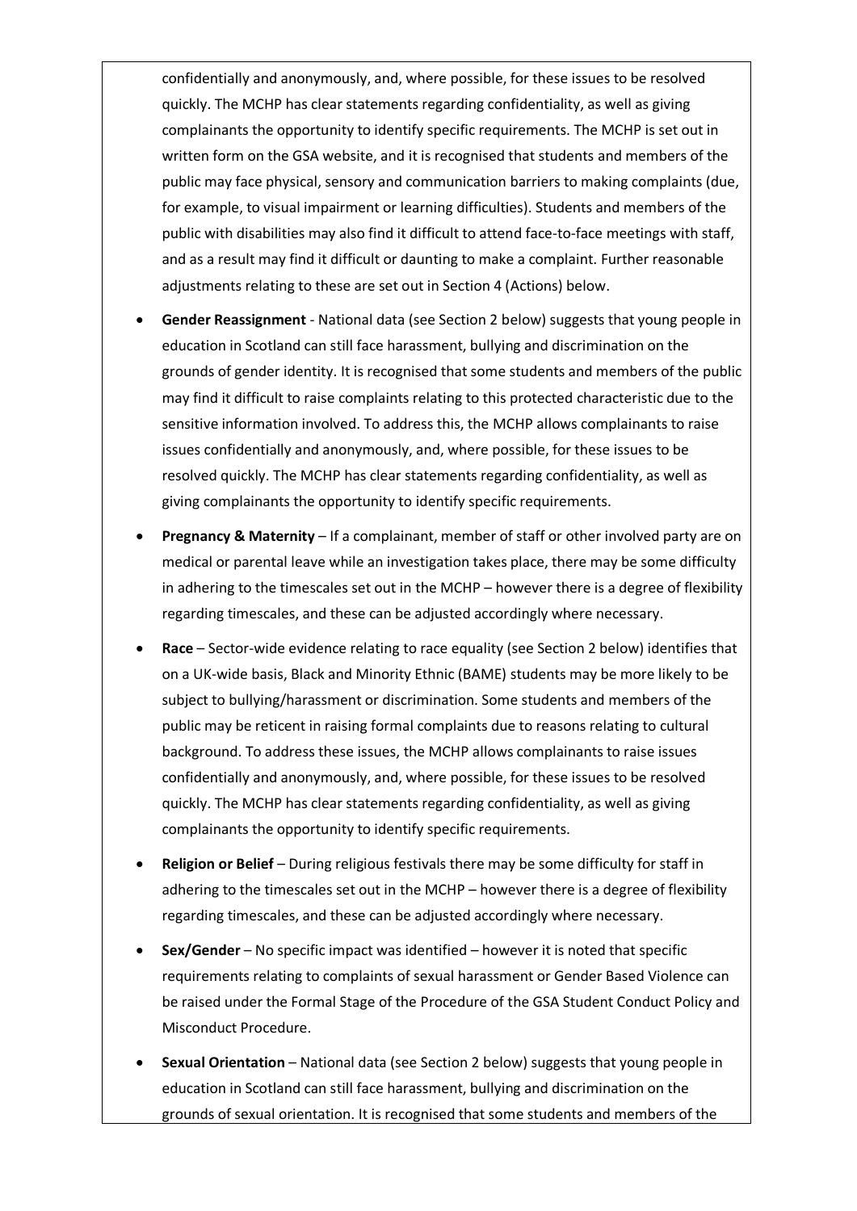confidentially and anonymously, and, where possible, for these issues to be resolved quickly. The MCHP has clear statements regarding confidentiality, as well as giving complainants the opportunity to identify specific requirements. The MCHP is set out in written form on the GSA website, and it is recognised that students and members of the public may face physical, sensory and communication barriers to making complaints (due, for example, to visual impairment or learning difficulties). Students and members of the public with disabilities may also find it difficult to attend face-to-face meetings with staff, and as a result may find it difficult or daunting to make a complaint. Further reasonable adjustments relating to these are set out in Section 4 (Actions) below.

- **Gender Reassignment** - National data (see Section 2 below) suggests that young people in education in Scotland can still face harassment, bullying and discrimination on the grounds of gender identity. It is recognised that some students and members of the public may find it difficult to raise complaints relating to this protected characteristic due to the sensitive information involved. To address this, the MCHP allows complainants to raise issues confidentially and anonymously, and, where possible, for these issues to be resolved quickly. The MCHP has clear statements regarding confidentiality, as well as giving complainants the opportunity to identify specific requirements.
- **Pregnancy & Maternity** – If a complainant, member of staff or other involved party are on medical or parental leave while an investigation takes place, there may be some difficulty in adhering to the timescales set out in the MCHP – however there is a degree of flexibility regarding timescales, and these can be adjusted accordingly where necessary.
- **Race** – Sector-wide evidence relating to race equality (see Section 2 below) identifies that on a UK-wide basis, Black and Minority Ethnic (BAME) students may be more likely to be subject to bullying/harassment or discrimination. Some students and members of the public may be reticent in raising formal complaints due to reasons relating to cultural background. To address these issues, the MCHP allows complainants to raise issues confidentially and anonymously, and, where possible, for these issues to be resolved quickly. The MCHP has clear statements regarding confidentiality, as well as giving complainants the opportunity to identify specific requirements.
- **Religion or Belief** – During religious festivals there may be some difficulty for staff in adhering to the timescales set out in the MCHP – however there is a degree of flexibility regarding timescales, and these can be adjusted accordingly where necessary.
- **Sex/Gender** – No specific impact was identified – however it is noted that specific requirements relating to complaints of sexual harassment or Gender Based Violence can be raised under the Formal Stage of the Procedure of the GSA Student Conduct Policy and Misconduct Procedure.
- **Sexual Orientation** – National data (see Section 2 below) suggests that young people in education in Scotland can still face harassment, bullying and discrimination on the grounds of sexual orientation. It is recognised that some students and members of the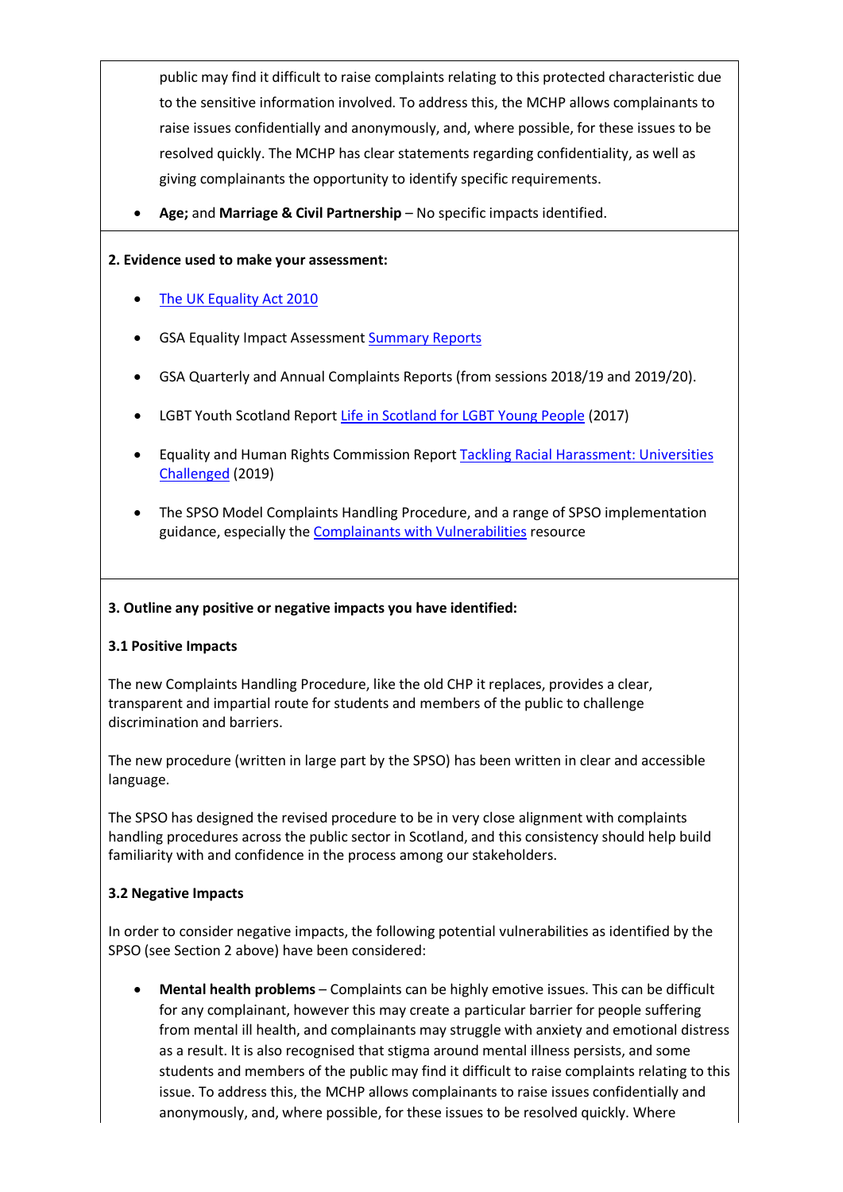public may find it difficult to raise complaints relating to this protected characteristic due to the sensitive information involved. To address this, the MCHP allows complainants to raise issues confidentially and anonymously, and, where possible, for these issues to be resolved quickly. The MCHP has clear statements regarding confidentiality, as well as giving complainants the opportunity to identify specific requirements.

- **Age;** and **Marriage & Civil Partnership** – No specific impacts identified.

**2. Evidence used to make your assessment:**

- The UK Equality Act 2010
- GSA Equality Impact Assessment Summary Reports
- GSA Quarterly and Annual Complaints Reports (from sessions 2018/19 and 2019/20).
- LGBT Youth Scotland Report Life in Scotland for LGBT Young People (2017)
- Equality and Human Rights Commission Report Tackling Racial Harassment: Universities Challenged (2019)
- The SPSO Model Complaints Handling Procedure, and a range of SPSO implementation guidance, especially the Complainants with Vulnerabilities resource

**3. Outline any positive or negative impacts you have identified:**

**3.1 Positive Impacts**

The new Complaints Handling Procedure, like the old CHP it replaces, provides a clear, transparent and impartial route for students and members of the public to challenge discrimination and barriers.

The new procedure (written in large part by the SPSO) has been written in clear and accessible language.

The SPSO has designed the revised procedure to be in very close alignment with complaints handling procedures across the public sector in Scotland, and this consistency should help build familiarity with and confidence in the process among our stakeholders.

**3.2 Negative Impacts**

In order to consider negative impacts, the following potential vulnerabilities as identified by the SPSO (see Section 2 above) have been considered:

- **Mental health problems** – Complaints can be highly emotive issues. This can be difficult for any complainant, however this may create a particular barrier for people suffering from mental ill health, and complainants may struggle with anxiety and emotional distress as a result. It is also recognised that stigma around mental illness persists, and some students and members of the public may find it difficult to raise complaints relating to this issue. To address this, the MCHP allows complainants to raise issues confidentially and anonymously, and, where possible, for these issues to be resolved quickly. Where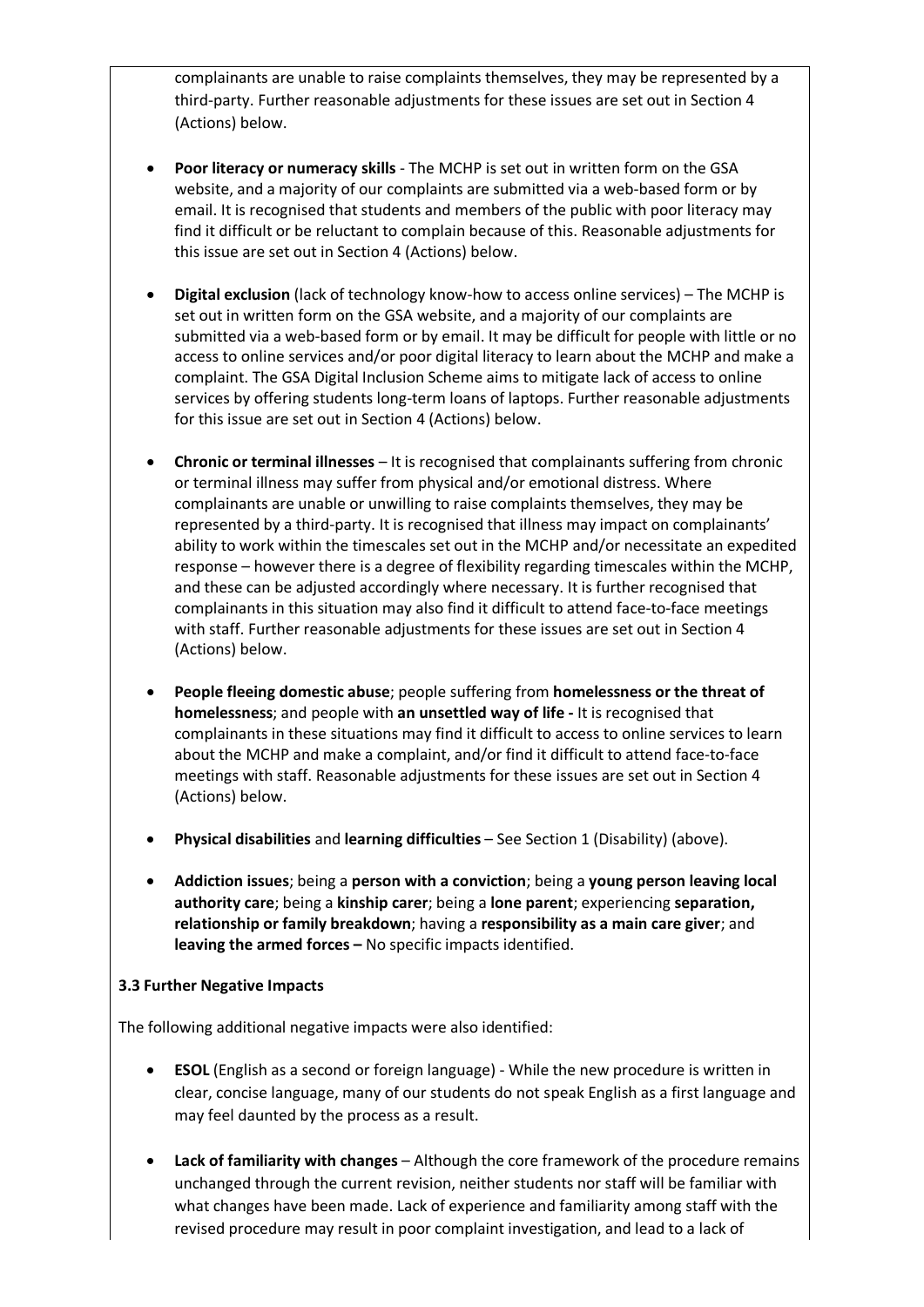complainants are unable to raise complaints themselves, they may be represented by a third-party. Further reasonable adjustments for these issues are set out in Section 4 (Actions) below.

- **Poor literacy or numeracy skills** - The MCHP is set out in written form on the GSA website, and a majority of our complaints are submitted via a web-based form or by email. It is recognised that students and members of the public with poor literacy may find it difficult or be reluctant to complain because of this. Reasonable adjustments for this issue are set out in Section 4 (Actions) below.

- **Digital exclusion** (lack of technology know-how to access online services) – The MCHP is set out in written form on the GSA website, and a majority of our complaints are submitted via a web-based form or by email. It may be difficult for people with little or no access to online services and/or poor digital literacy to learn about the MCHP and make a complaint. The GSA Digital Inclusion Scheme aims to mitigate lack of access to online services by offering students long-term loans of laptops. Further reasonable adjustments for this issue are set out in Section 4 (Actions) below.

- **Chronic or terminal illnesses** – It is recognised that complainants suffering from chronic or terminal illness may suffer from physical and/or emotional distress. Where complainants are unable or unwilling to raise complaints themselves, they may be represented by a third-party. It is recognised that illness may impact on complainants' ability to work within the timescales set out in the MCHP and/or necessitate an expedited response – however there is a degree of flexibility regarding timescales within the MCHP, and these can be adjusted accordingly where necessary. It is further recognised that complainants in this situation may also find it difficult to attend face-to-face meetings with staff. Further reasonable adjustments for these issues are set out in Section 4 (Actions) below.

- **People fleeing domestic abuse**; people suffering from **homelessness or the threat of homelessness**; and people with **an unsettled way of life -** It is recognised that complainants in these situations may find it difficult to access to online services to learn about the MCHP and make a complaint, and/or find it difficult to attend face-to-face meetings with staff. Reasonable adjustments for these issues are set out in Section 4 (Actions) below.

- **Physical disabilities** and **learning difficulties** – See Section 1 (Disability) (above).

- **Addiction issues**; being a **person with a conviction**; being a **young person leaving local authority care**; being a **kinship carer**; being a **lone parent**; experiencing **separation, relationship or family breakdown**; having a **responsibility as a main care giver**; and **leaving the armed forces –** No specific impacts identified.

**3.3 Further Negative Impacts**

The following additional negative impacts were also identified:

- **ESOL** (English as a second or foreign language) - While the new procedure is written in clear, concise language, many of our students do not speak English as a first language and may feel daunted by the process as a result.

- **Lack of familiarity with changes** – Although the core framework of the procedure remains unchanged through the current revision, neither students nor staff will be familiar with what changes have been made. Lack of experience and familiarity among staff with the revised procedure may result in poor complaint investigation, and lead to a lack of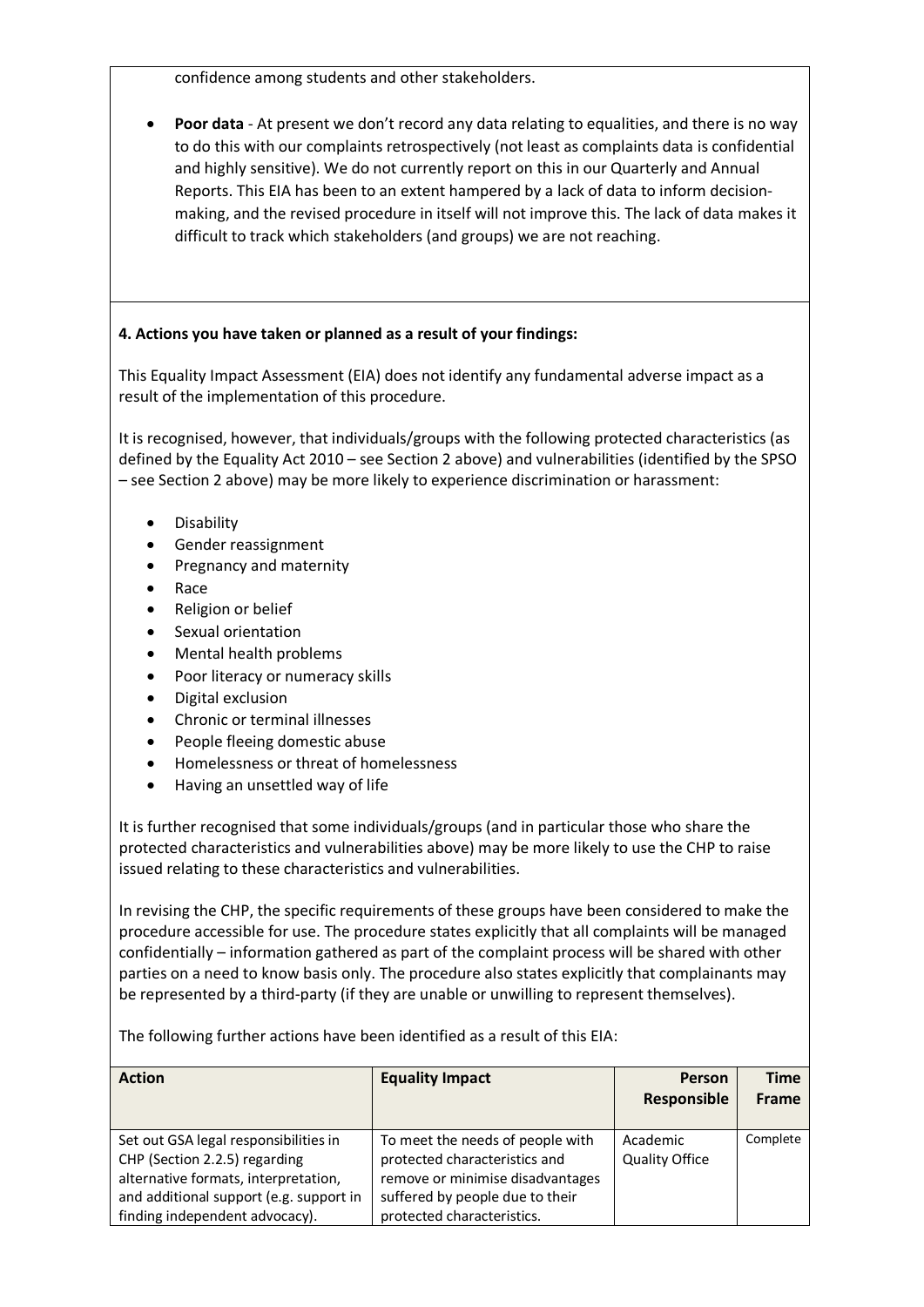confidence among students and other stakeholders.

- **Poor data** - At present we don't record any data relating to equalities, and there is no way to do this with our complaints retrospectively (not least as complaints data is confidential and highly sensitive). We do not currently report on this in our Quarterly and Annual Reports. This EIA has been to an extent hampered by a lack of data to inform decision-making, and the revised procedure in itself will not improve this. The lack of data makes it difficult to track which stakeholders (and groups) we are not reaching.

**4. Actions you have taken or planned as a result of your findings:**

This Equality Impact Assessment (EIA) does not identify any fundamental adverse impact as a result of the implementation of this procedure.

It is recognised, however, that individuals/groups with the following protected characteristics (as defined by the Equality Act 2010 – see Section 2 above) and vulnerabilities (identified by the SPSO – see Section 2 above) may be more likely to experience discrimination or harassment:

- Disability
- Gender reassignment
- Pregnancy and maternity
- Race
- Religion or belief
- Sexual orientation
- Mental health problems
- Poor literacy or numeracy skills
- Digital exclusion
- Chronic or terminal illnesses
- People fleeing domestic abuse
- Homelessness or threat of homelessness
- Having an unsettled way of life

It is further recognised that some individuals/groups (and in particular those who share the protected characteristics and vulnerabilities above) may be more likely to use the CHP to raise issued relating to these characteristics and vulnerabilities.

In revising the CHP, the specific requirements of these groups have been considered to make the procedure accessible for use. The procedure states explicitly that all complaints will be managed confidentially – information gathered as part of the complaint process will be shared with other parties on a need to know basis only. The procedure also states explicitly that complainants may be represented by a third-party (if they are unable or unwilling to represent themselves).

The following further actions have been identified as a result of this EIA:

| Action | Equality Impact | Person Responsible | Time Frame |
|---|---|---|---|
| Set out GSA legal responsibilities in CHP (Section 2.2.5) regarding alternative formats, interpretation, and additional support (e.g. support in finding independent advocacy). | To meet the needs of people with protected characteristics and remove or minimise disadvantages suffered by people due to their protected characteristics. | Academic Quality Office | Complete |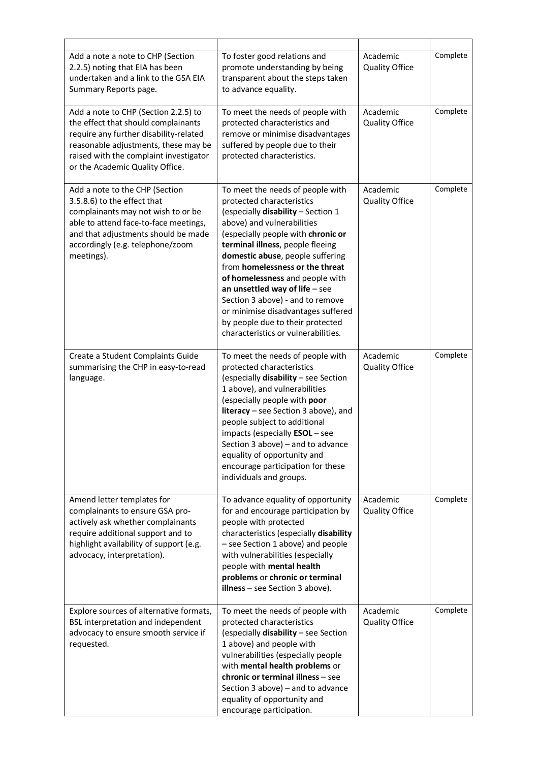| | | | |
|---|---|---|---|
| Add a note a note to CHP (Section 2.2.5) noting that EIA has been undertaken and a link to the GSA EIA Summary Reports page. | To foster good relations and promote understanding by being transparent about the steps taken to advance equality. | Academic Quality Office | Complete |
| Add a note to CHP (Section 2.2.5) to the effect that should complainants require any further disability-related reasonable adjustments, these may be raised with the complaint investigator or the Academic Quality Office. | To meet the needs of people with protected characteristics and remove or minimise disadvantages suffered by people due to their protected characteristics. | Academic Quality Office | Complete |
| Add a note to the CHP (Section 3.5.8.6) to the effect that complainants may not wish to or be able to attend face-to-face meetings, and that adjustments should be made accordingly (e.g. telephone/zoom meetings). | To meet the needs of people with protected characteristics (especially **disability** – Section 1 above) and vulnerabilities (especially people with **chronic or terminal illness**, people fleeing **domestic abuse**, people suffering from **homelessness or the threat of homelessness** and people with **an unsettled way of life** – see Section 3 above) - and to remove or minimise disadvantages suffered by people due to their protected characteristics or vulnerabilities. | Academic Quality Office | Complete |
| Create a Student Complaints Guide summarising the CHP in easy-to-read language. | To meet the needs of people with protected characteristics (especially **disability** – see Section 1 above), and vulnerabilities (especially people with **poor literacy** – see Section 3 above), and people subject to additional impacts (especially **ESOL** – see Section 3 above) – and to advance equality of opportunity and encourage participation for these individuals and groups. | Academic Quality Office | Complete |
| Amend letter templates for complainants to ensure GSA pro-actively ask whether complainants require additional support and to highlight availability of support (e.g. advocacy, interpretation). | To advance equality of opportunity for and encourage participation by people with protected characteristics (especially **disability** – see Section 1 above) and people with vulnerabilities (especially people with **mental health problems** or **chronic or terminal illness** – see Section 3 above). | Academic Quality Office | Complete |
| Explore sources of alternative formats, BSL interpretation and independent advocacy to ensure smooth service if requested. | To meet the needs of people with protected characteristics (especially **disability** – see Section 1 above) and people with vulnerabilities (especially people with **mental health problems** or **chronic or terminal illness** – see Section 3 above) – and to advance equality of opportunity and encourage participation. | Academic Quality Office | Complete |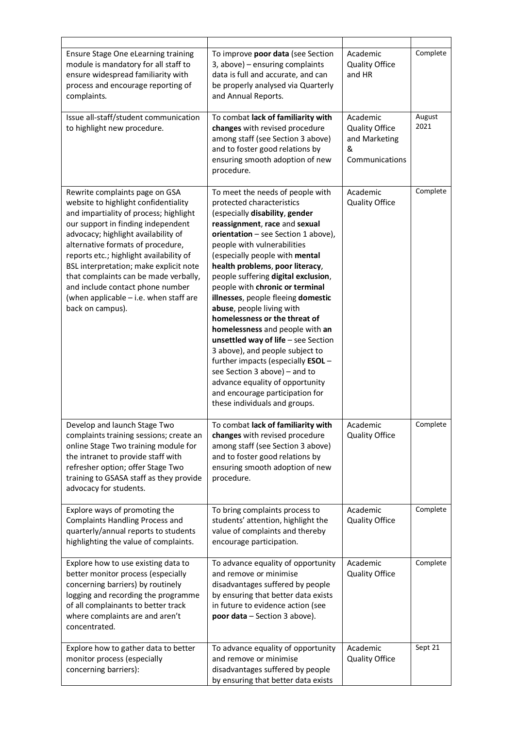| | | | |
|---|---|---|---|
| Ensure Stage One eLearning training module is mandatory for all staff to ensure widespread familiarity with process and encourage reporting of complaints. | To improve **poor data** (see Section 3, above) – ensuring complaints data is full and accurate, and can be properly analysed via Quarterly and Annual Reports. | Academic Quality Office and HR | Complete |
| Issue all-staff/student communication to highlight new procedure. | To combat **lack of familiarity with changes** with revised procedure among staff (see Section 3 above) and to foster good relations by ensuring smooth adoption of new procedure. | Academic Quality Office and Marketing & Communications | August 2021 |
| Rewrite complaints page on GSA website to highlight confidentiality and impartiality of process; highlight our support in finding independent advocacy; highlight availability of alternative formats of procedure, reports etc.; highlight availability of BSL interpretation; make explicit note that complaints can be made verbally, and include contact phone number (when applicable – i.e. when staff are back on campus). | To meet the needs of people with protected characteristics (especially **disability**, **gender reassignment**, **race** and **sexual orientation** – see Section 1 above), people with vulnerabilities (especially people with **mental health problems**, **poor literacy**, people suffering **digital exclusion**, people with **chronic or terminal illnesses**, people fleeing **domestic abuse**, people living with **homelessness or the threat of homelessness** and people with **an unsettled way of life** – see Section 3 above), and people subject to further impacts (especially **ESOL** – see Section 3 above) – and to advance equality of opportunity and encourage participation for these individuals and groups. | Academic Quality Office | Complete |
| Develop and launch Stage Two complaints training sessions; create an online Stage Two training module for the intranet to provide staff with refresher option; offer Stage Two training to GSASA staff as they provide advocacy for students. | To combat **lack of familiarity with changes** with revised procedure among staff (see Section 3 above) and to foster good relations by ensuring smooth adoption of new procedure. | Academic Quality Office | Complete |
| Explore ways of promoting the Complaints Handling Process and quarterly/annual reports to students highlighting the value of complaints. | To bring complaints process to students' attention, highlight the value of complaints and thereby encourage participation. | Academic Quality Office | Complete |
| Explore how to use existing data to better monitor process (especially concerning barriers) by routinely logging and recording the programme of all complainants to better track where complaints are and aren't concentrated. | To advance equality of opportunity and remove or minimise disadvantages suffered by people by ensuring that better data exists in future to evidence action (see **poor data** – Section 3 above). | Academic Quality Office | Complete |
| Explore how to gather data to better monitor process (especially concerning barriers): | To advance equality of opportunity and remove or minimise disadvantages suffered by people by ensuring that better data exists | Academic Quality Office | Sept 21 |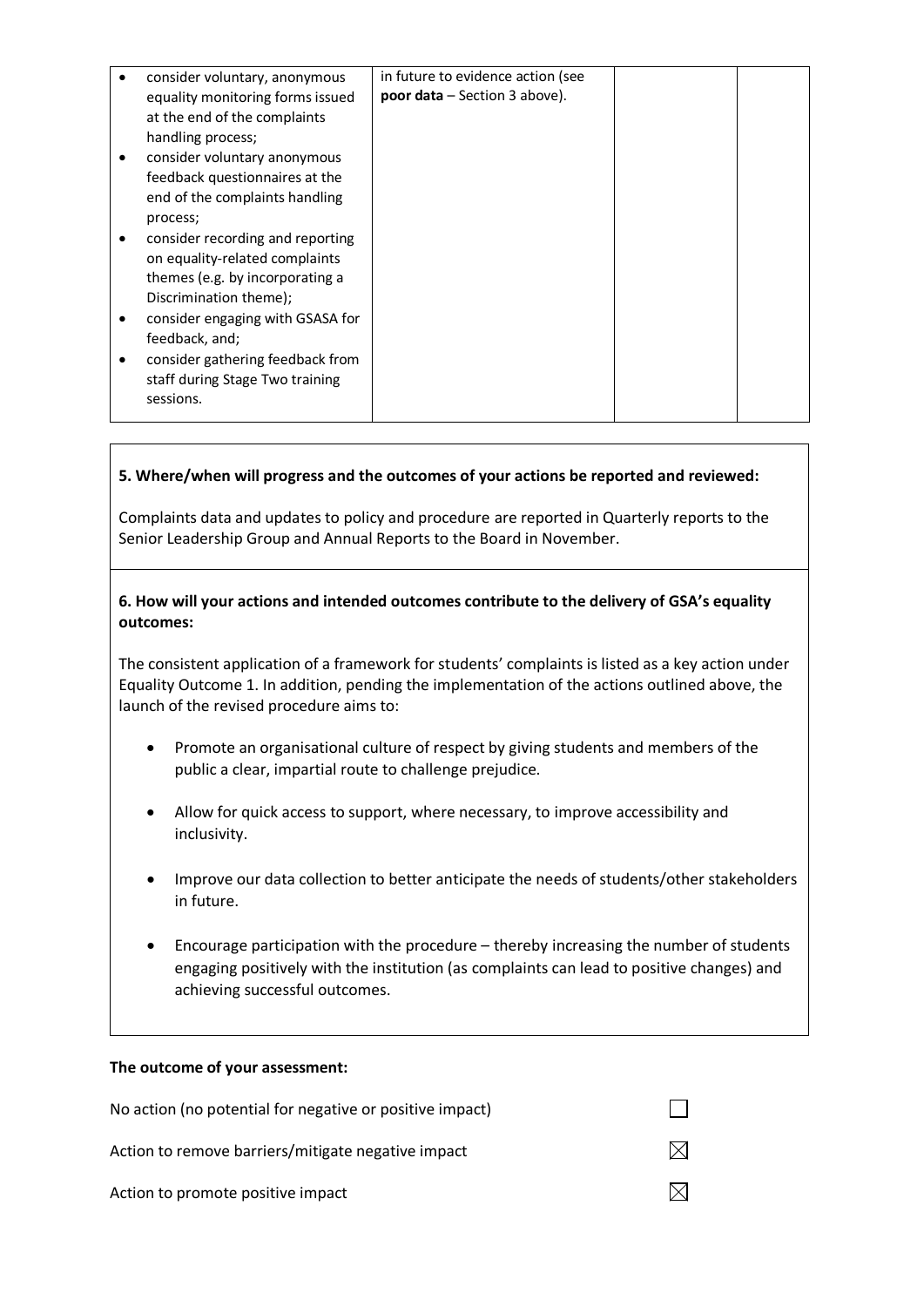| | | | |
|---|---|---|---|
| • consider voluntary, anonymous equality monitoring forms issued at the end of the complaints handling process;<br>• consider voluntary anonymous feedback questionnaires at the end of the complaints handling process;<br>• consider recording and reporting on equality-related complaints themes (e.g. by incorporating a Discrimination theme);<br>• consider engaging with GSASA for feedback, and;<br>• consider gathering feedback from staff during Stage Two training sessions. | in future to evidence action (see **poor data** – Section 3 above). | | |

**5. Where/when will progress and the outcomes of your actions be reported and reviewed:**

Complaints data and updates to policy and procedure are reported in Quarterly reports to the Senior Leadership Group and Annual Reports to the Board in November.

**6. How will your actions and intended outcomes contribute to the delivery of GSA's equality outcomes:**

The consistent application of a framework for students' complaints is listed as a key action under Equality Outcome 1. In addition, pending the implementation of the actions outlined above, the launch of the revised procedure aims to:

- Promote an organisational culture of respect by giving students and members of the public a clear, impartial route to challenge prejudice.
- Allow for quick access to support, where necessary, to improve accessibility and inclusivity.
- Improve our data collection to better anticipate the needs of students/other stakeholders in future.
- Encourage participation with the procedure – thereby increasing the number of students engaging positively with the institution (as complaints can lead to positive changes) and achieving successful outcomes.

**The outcome of your assessment:**

| | |
|---|---|
| No action (no potential for negative or positive impact) | ☐ |
| Action to remove barriers/mitigate negative impact | ☒ |
| Action to promote positive impact | ☒ |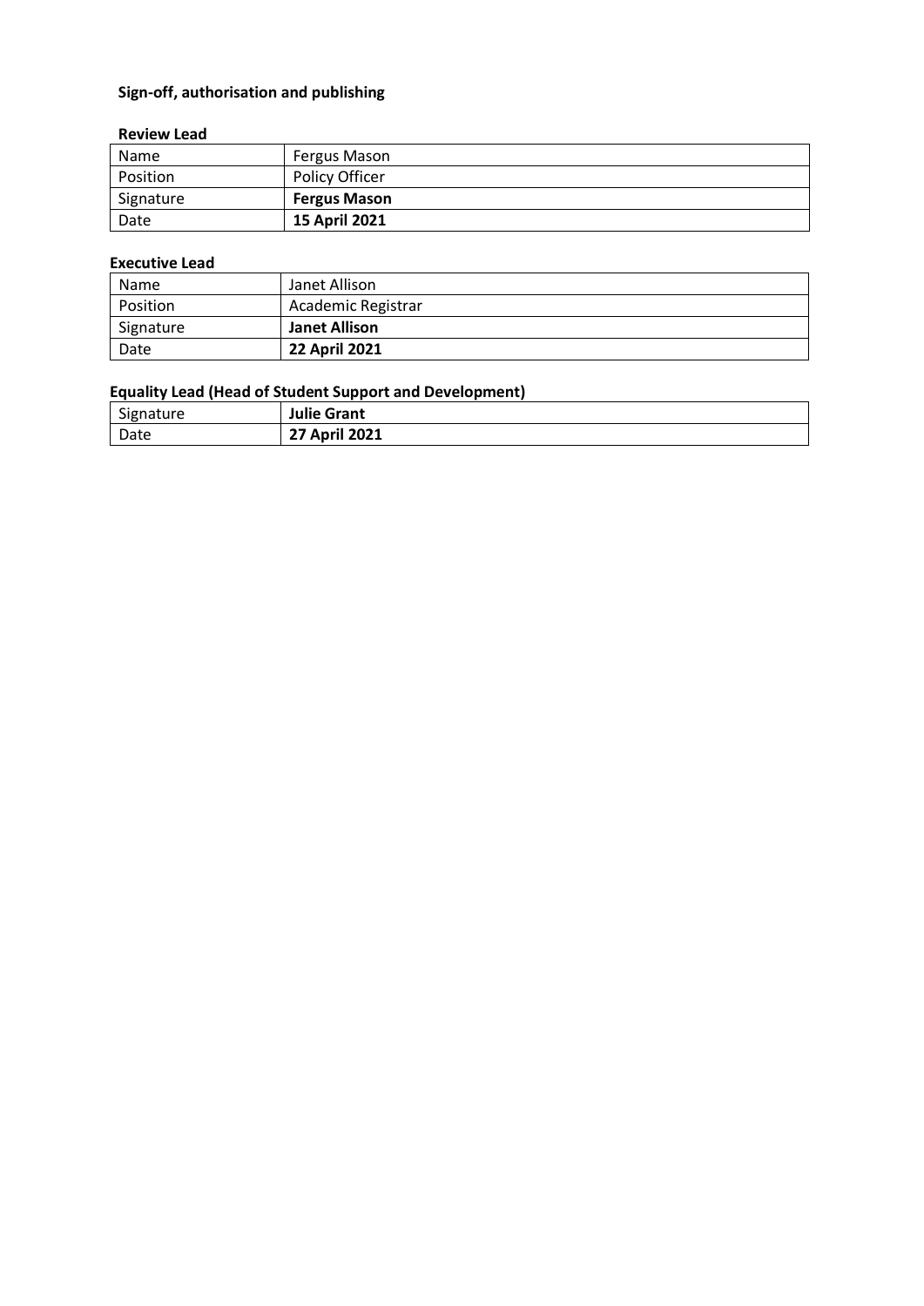**Sign-off, authorisation and publishing**

**Review Lead**

| | |
|---|---|
| Name | Fergus Mason |
| Position | Policy Officer |
| Signature | **Fergus Mason** |
| Date | **15 April 2021** |

**Executive Lead**

| | |
|---|---|
| Name | Janet Allison |
| Position | Academic Registrar |
| Signature | **Janet Allison** |
| Date | **22 April 2021** |

**Equality Lead (Head of Student Support and Development)**

| | |
|---|---|
| Signature | **Julie Grant** |
| Date | **27 April 2021** |